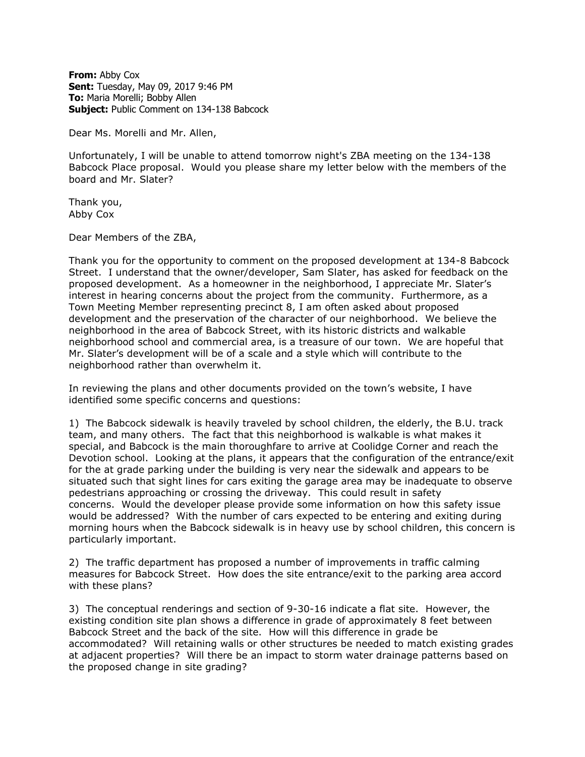**From:** Abby Cox
**Sent:** Tuesday, May 09, 2017 9:46 PM
**To:** Maria Morelli; Bobby Allen
**Subject:** Public Comment on 134-138 Babcock

Dear Ms. Morelli and Mr. Allen,

Unfortunately, I will be unable to attend tomorrow night's ZBA meeting on the 134-138 Babcock Place proposal. Would you please share my letter below with the members of the board and Mr. Slater?

Thank you,
Abby Cox

Dear Members of the ZBA,

Thank you for the opportunity to comment on the proposed development at 134-8 Babcock Street. I understand that the owner/developer, Sam Slater, has asked for feedback on the proposed development. As a homeowner in the neighborhood, I appreciate Mr. Slater's interest in hearing concerns about the project from the community. Furthermore, as a Town Meeting Member representing precinct 8, I am often asked about proposed development and the preservation of the character of our neighborhood. We believe the neighborhood in the area of Babcock Street, with its historic districts and walkable neighborhood school and commercial area, is a treasure of our town. We are hopeful that Mr. Slater's development will be of a scale and a style which will contribute to the neighborhood rather than overwhelm it.

In reviewing the plans and other documents provided on the town's website, I have identified some specific concerns and questions:

1) The Babcock sidewalk is heavily traveled by school children, the elderly, the B.U. track team, and many others. The fact that this neighborhood is walkable is what makes it special, and Babcock is the main thoroughfare to arrive at Coolidge Corner and reach the Devotion school. Looking at the plans, it appears that the configuration of the entrance/exit for the at grade parking under the building is very near the sidewalk and appears to be situated such that sight lines for cars exiting the garage area may be inadequate to observe pedestrians approaching or crossing the driveway. This could result in safety concerns. Would the developer please provide some information on how this safety issue would be addressed? With the number of cars expected to be entering and exiting during morning hours when the Babcock sidewalk is in heavy use by school children, this concern is particularly important.

2) The traffic department has proposed a number of improvements in traffic calming measures for Babcock Street. How does the site entrance/exit to the parking area accord with these plans?

3) The conceptual renderings and section of 9-30-16 indicate a flat site. However, the existing condition site plan shows a difference in grade of approximately 8 feet between Babcock Street and the back of the site. How will this difference in grade be accommodated? Will retaining walls or other structures be needed to match existing grades at adjacent properties? Will there be an impact to storm water drainage patterns based on the proposed change in site grading?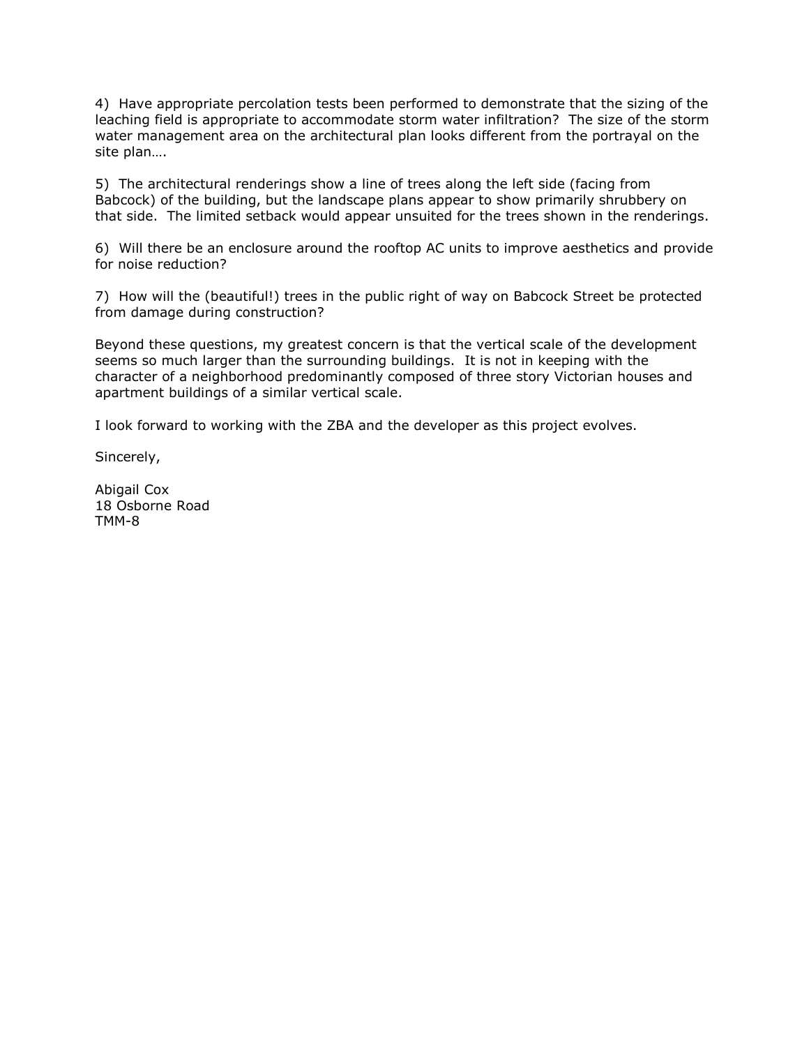4) Have appropriate percolation tests been performed to demonstrate that the sizing of the leaching field is appropriate to accommodate storm water infiltration? The size of the storm water management area on the architectural plan looks different from the portrayal on the site plan….

5) The architectural renderings show a line of trees along the left side (facing from Babcock) of the building, but the landscape plans appear to show primarily shrubbery on that side. The limited setback would appear unsuited for the trees shown in the renderings.

6) Will there be an enclosure around the rooftop AC units to improve aesthetics and provide for noise reduction?

7) How will the (beautiful!) trees in the public right of way on Babcock Street be protected from damage during construction?

Beyond these questions, my greatest concern is that the vertical scale of the development seems so much larger than the surrounding buildings. It is not in keeping with the character of a neighborhood predominantly composed of three story Victorian houses and apartment buildings of a similar vertical scale.

I look forward to working with the ZBA and the developer as this project evolves.

Sincerely,

Abigail Cox
18 Osborne Road
TMM-8